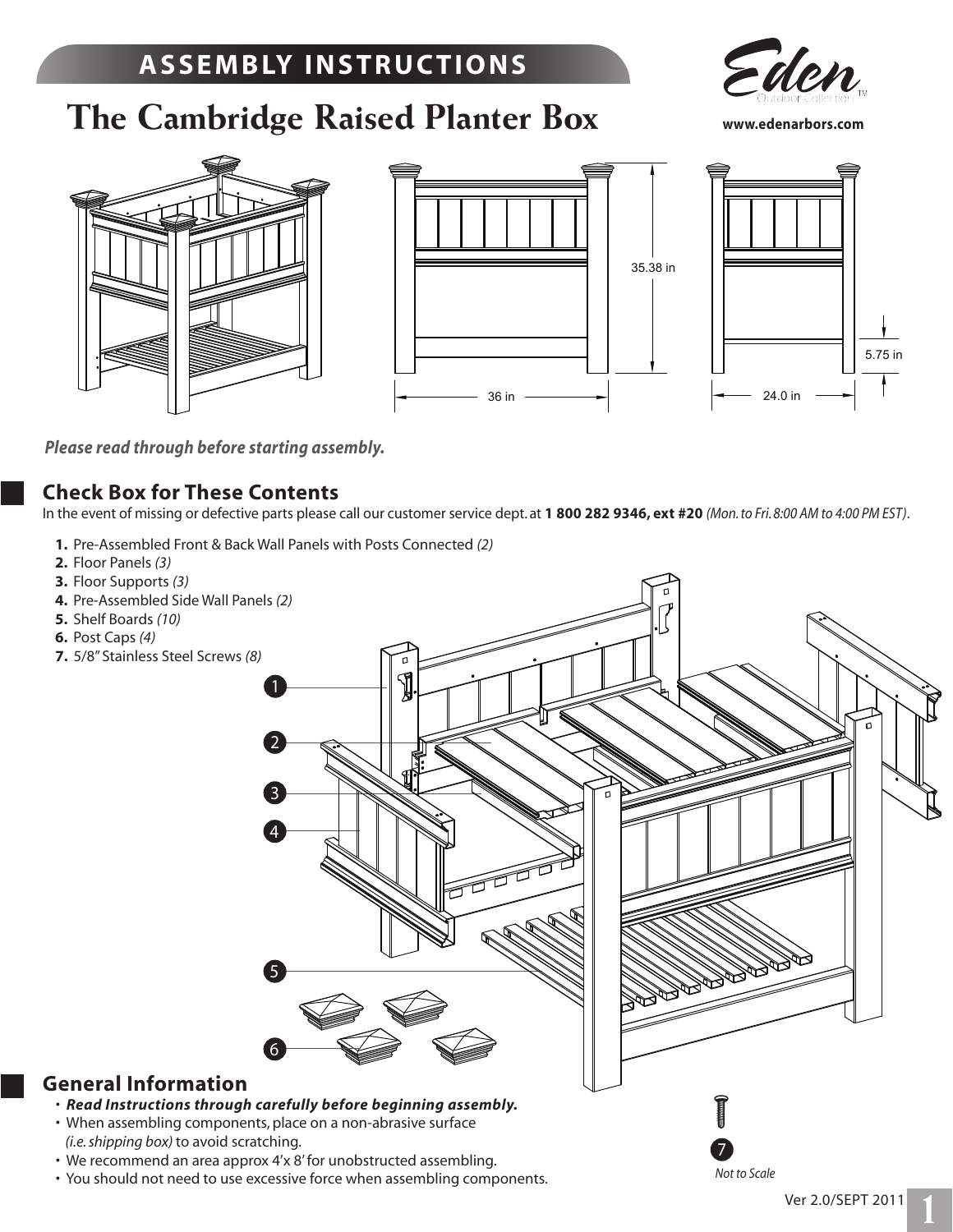# ASSEMBLY INSTRUCTIONS

## The Cambridge Raised Planter Box

www.edenarbors.com

35.38 in

36 in

24.0 in

5.75 in

*Please read through before starting assembly.*

## Check Box for These Contents

In the event of missing or defective parts please call our customer service dept. at **1 800 282 9346, ext #20** *(Mon. to Fri. 8:00 AM to 4:00 PM EST)*.

1. Pre-Assembled Front & Back Wall Panels with Posts Connected *(2)*
2. Floor Panels *(3)*
3. Floor Supports *(3)*
4. Pre-Assembled Side Wall Panels *(2)*
5. Shelf Boards *(10)*
6. Post Caps *(4)*
7. 5/8" Stainless Steel Screws *(8)*

*Not to Scale*

## General Information

- ***Read Instructions through carefully before beginning assembly.***
- When assembling components, place on a non-abrasive surface *(i.e. shipping box)* to avoid scratching.
- We recommend an area approx 4'x 8' for unobstructed assembling.
- You should not need to use excessive force when assembling components.

Ver 2.0/SEPT 2011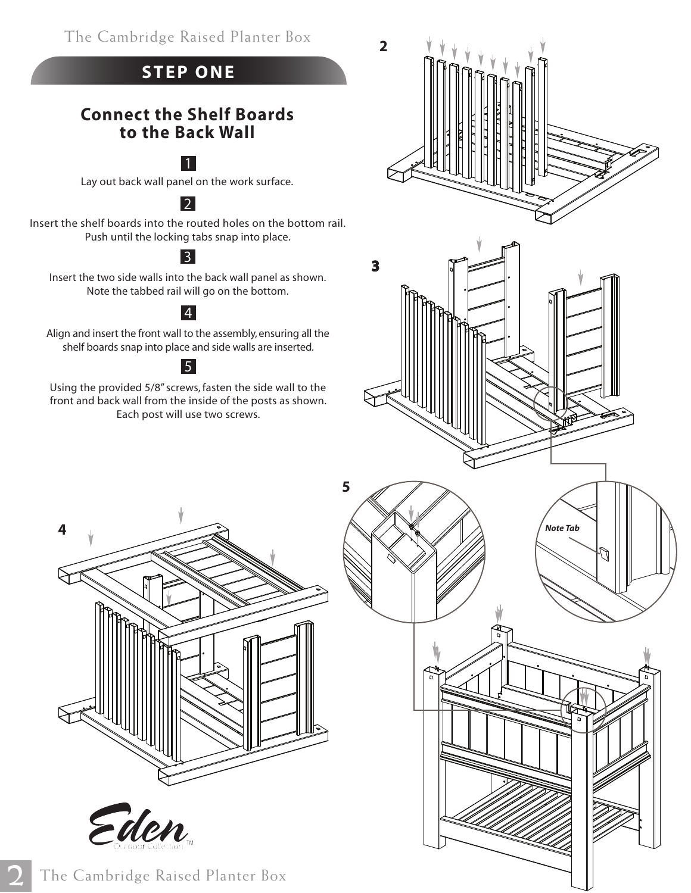## STEP ONE

### Connect the Shelf Boards to the Back Wall

1

Lay out back wall panel on the work surface.

2

Insert the shelf boards into the routed holes on the bottom rail. Push until the locking tabs snap into place.

3

Insert the two side walls into the back wall panel as shown. Note the tabbed rail will go on the bottom.

4

Align and insert the front wall to the assembly, ensuring all the shelf boards snap into place and side walls are inserted.

5

Using the provided 5/8″ screws, fasten the side wall to the front and back wall from the inside of the posts as shown. Each post will use two screws.

2

3

*Note Tab*

5

4

Eden Outdoor Collection™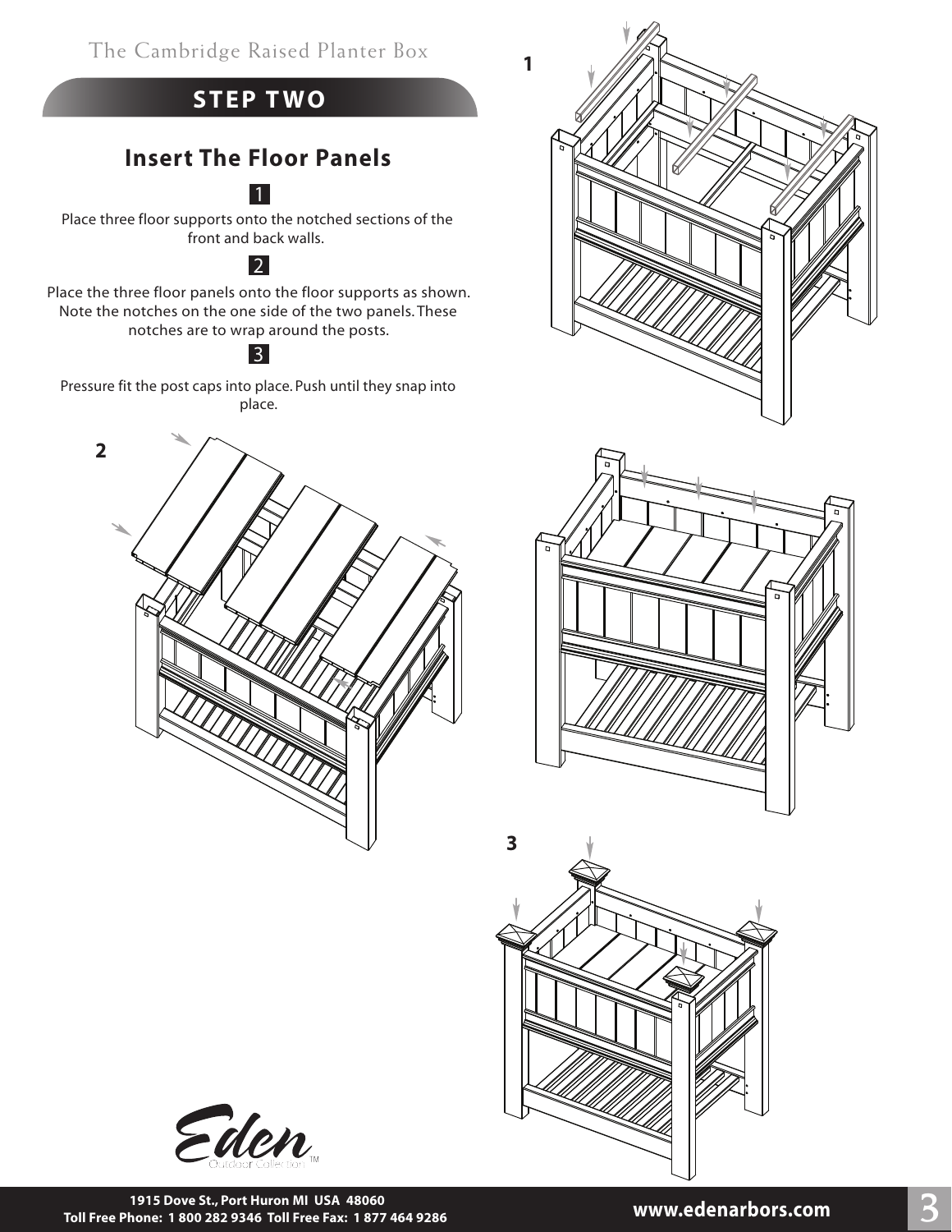The Cambridge Raised Planter Box

## STEP TWO

## Insert The Floor Panels

1

Place three floor supports onto the notched sections of the front and back walls.

2

Place the three floor panels onto the floor supports as shown. Note the notches on the one side of the two panels. These notches are to wrap around the posts.

3

Pressure fit the post caps into place. Push until they snap into place.

1

2

3

Eden Outdoor Collection™

**1915 Dove St., Port Huron MI USA 48060**
**Toll Free Phone: 1 800 282 9346 Toll Free Fax: 1 877 464 9286**

**www.edenarbors.com**